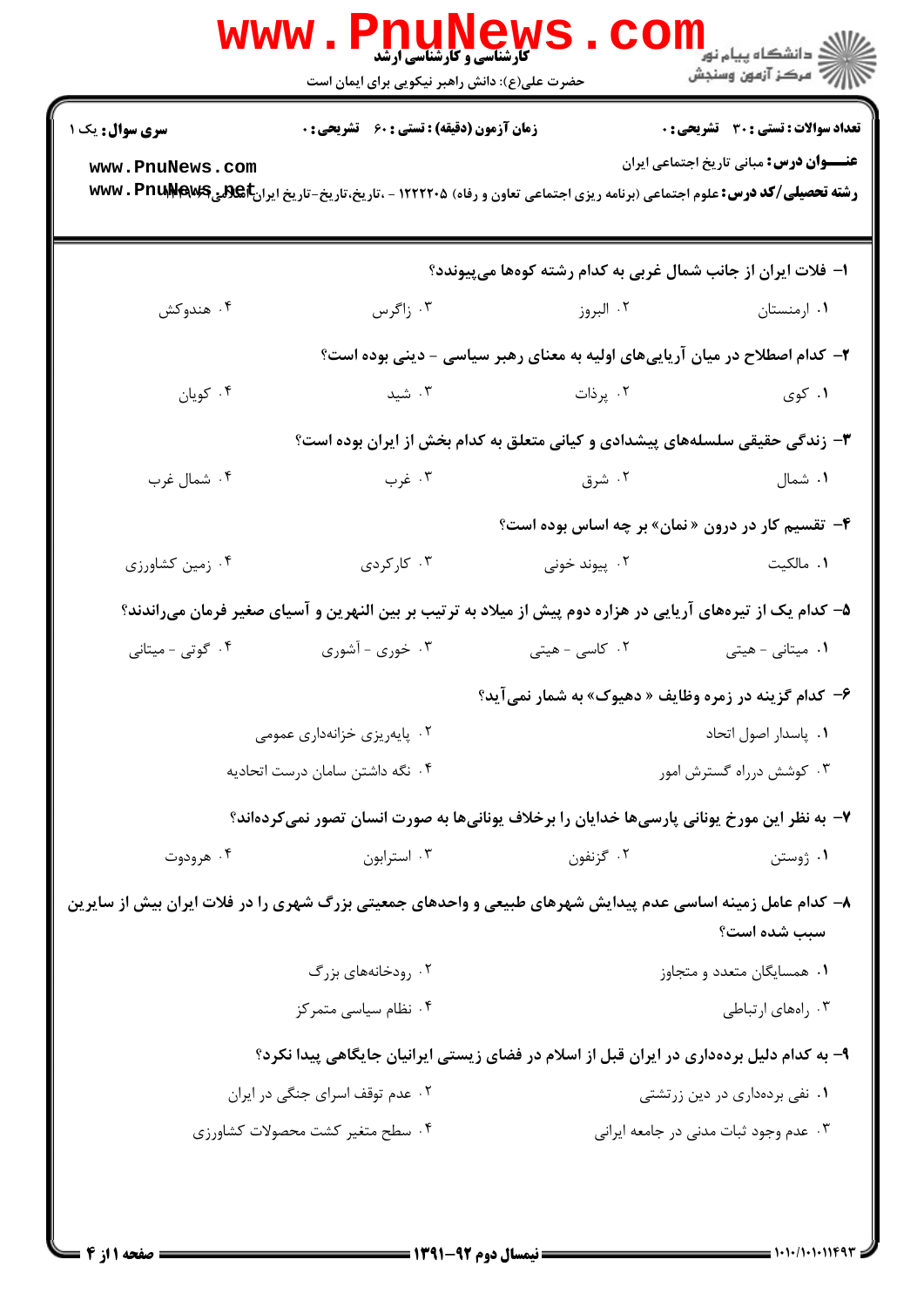**تعداد سوالات : تستی : ۳۰ تشریحی : ۰** | **زمان آزمون (دقیقه) : تستی : ۶۰ تشریحی : ۰** | **سری سوال : یک ۱**

**عنـــوان درس:** مبانی تاریخ اجتماعی ایران

**رشته تحصیلی/کد درس:** علوم اجتماعی (برنامه ریزی اجتماعی تعاون و رفاه) ۱۲۲۲۲۰۵ - ،تاریخ،تاریخ-تاریخ ایران اسلامی

۱- فلات ایران از جانب شمال غربی به کدام رشته کوهها می‌پیوندد؟

۱. ارمنستان ۲. البرز ۳. زاگرس ۴. هندوکش

۲- کدام اصطلاح در میان آریایی‌های اولیه به معنای رهبر سیاسی - دینی بوده است؟

۱. کوی ۲. پرذات ۳. شید ۴. کویان

۳- زندگی حقیقی سلسله‌های پیشدادی و کیانی متعلق به کدام بخش از ایران بوده است؟

۱. شمال ۲. شرق ۳. غرب ۴. شمال غرب

۴- تقسیم کار در درون « نمان» بر چه اساس بوده است؟

۱. مالکیت ۲. پیوند خونی ۳. کارکردی ۴. زمین کشاورزی

۵- کدام یک از تیره‌های آریایی در هزاره دوم پیش از میلاد به ترتیب بر بین النهرین و آسیای صغیر فرمان می‌راندند؟

۱. میتانی - هیتی ۲. کاسی - هیتی ۳. خوری - آشوری ۴. گوتی - میتانی

۶- کدام گزینه در زمره وظایف « دهیوک» به شمار نمی‌آید؟

۱. پاسدار اصول اتحاد ۲. پایه‌ریزی خزانه‌داری عمومی
۳. کوشش درراه گسترش امور ۴. نگه داشتن سامان درست اتحادیه

۷- به نظر این مورخ یونانی پارسی‌ها خدایان را برخلاف یونانی‌ها به صورت انسان تصور نمی‌کرده‌اند؟

۱. ژوستن ۲. گزنفون ۳. استرابون ۴. هرودوت

۸- کدام عامل زمینه اساسی عدم پیدایش شهرهای طبیعی و واحدهای جمعیتی بزرگ شهری را در فلات ایران بیش از سایرین سبب شده است؟

۱. همسایگان متعدد و متجاوز ۲. رودخانه‌های بزرگ
۳. راه‌های ارتباطی ۴. نظام سیاسی متمرکز

۹- به کدام دلیل برده‌داری در ایران قبل از اسلام در فضای زیستی ایرانیان جایگاهی پیدا نکرد؟

۱. نفی برده‌داری در دین زرتشتی ۲. عدم توقف اسرای جنگی در ایران
۳. عدم وجود ثبات مدنی در جامعه ایرانی ۴. سطح متغیر کشت محصولات کشاورزی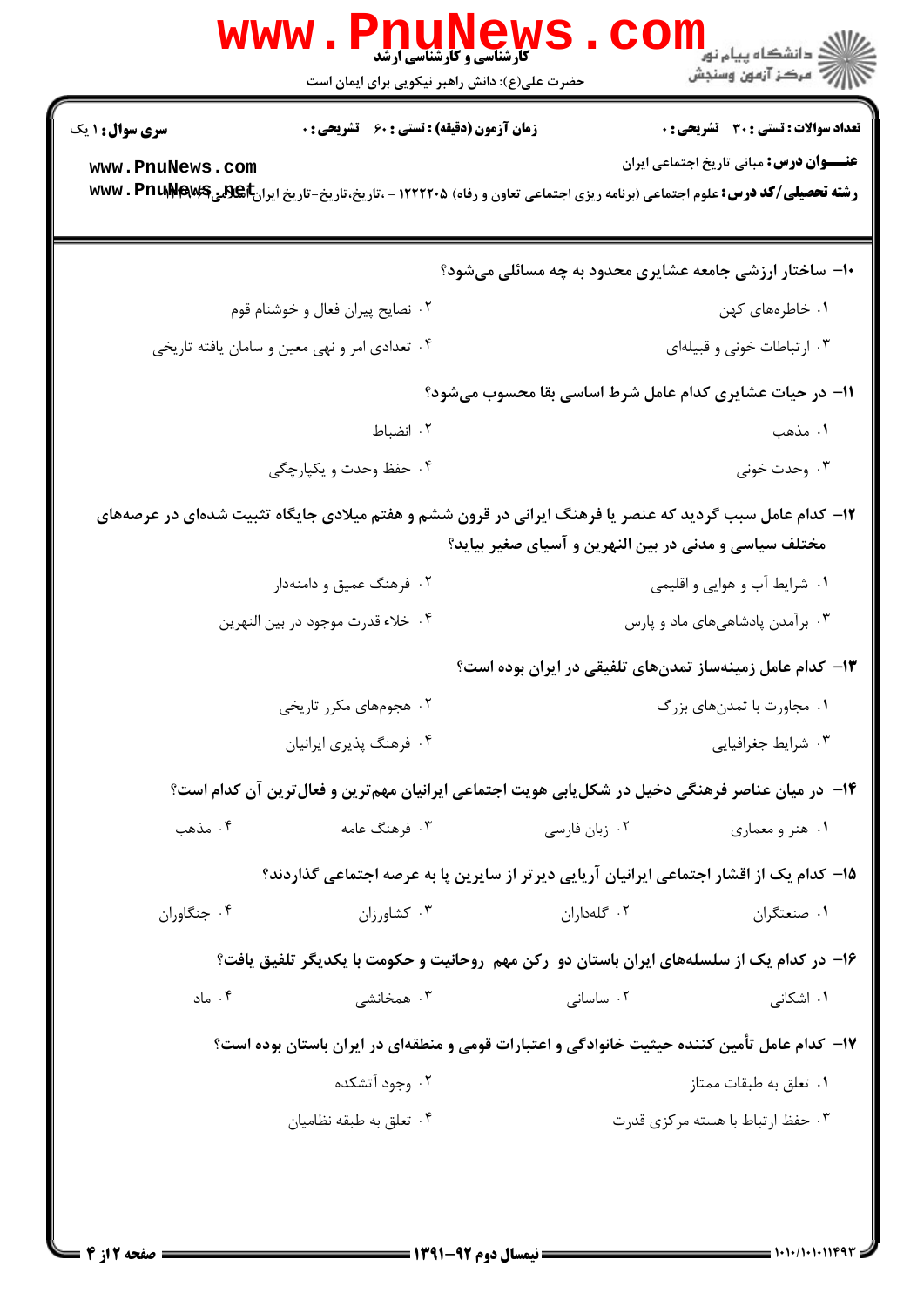۱۰- ساختار ارزشی جامعه عشایری محدود به چه مسائلی می‌شود؟

۱. خاطره‌های کهن

۲. نصایح پیران فعال و خوشنام قوم

۳. ارتباطات خونی و قبیله‌ای

۴. تعدادی امر و نهی معین و سامان یافته تاریخی

۱۱- در حیات عشایری کدام عامل شرط اساسی بقا محسوب می‌شود؟

۱. مذهب

۲. انضباط

۳. وحدت خونی

۴. حفظ وحدت و یکپارچگی

۱۲- کدام عامل سبب گردید که عنصر یا فرهنگ ایرانی در قرون ششم و هفتم میلادی جایگاه تثبیت شده‌ای در عرصه‌های مختلف سیاسی و مدنی در بین النهرین و آسیای صغیر بیاید؟

۱. شرایط آب و هوایی و اقلیمی

۲. فرهنگ عمیق و دامنه‌دار

۳. برآمدن پادشاهی‌های ماد و پارس

۴. خلاء قدرت موجود در بین النهرین

۱۳- کدام عامل زمینه‌ساز تمدن‌های تلفیقی در ایران بوده است؟

۱. مجاورت با تمدن‌های بزرگ

۲. هجوم‌های مکرر تاریخی

۳. شرایط جغرافیایی

۴. فرهنگ پذیری ایرانیان

۱۴- در میان عناصر فرهنگی دخیل در شکل‌یابی هویت اجتماعی ایرانیان مهم‌ترین و فعال‌ترین آن کدام است؟

۱. هنر و معماری

۲. زبان فارسی

۳. فرهنگ عامه

۴. مذهب

۱۵- کدام یک از اقشار اجتماعی ایرانیان آریایی دیرتر از سایرین پا به عرصه اجتماعی گذاردند؟

۱. صنعتگران

۲. گله‌داران

۳. کشاورزان

۴. جنگاوران

۱۶- در کدام یک از سلسله‌های ایران باستان دو رکن مهم روحانیت و حکومت با یکدیگر تلفیق یافت؟

۱. اشکانی

۲. ساسانی

۳. همخانشی

۴. ماد

۱۷- کدام عامل تأمین کننده حیثیت خانوادگی و اعتبارات قومی و منطقه‌ای در ایران باستان بوده است؟

۱. تعلق به طبقات ممتاز

۲. وجود آتشکده

۳. حفظ ارتباط با هسته مرکزی قدرت

۴. تعلق به طبقه نظامیان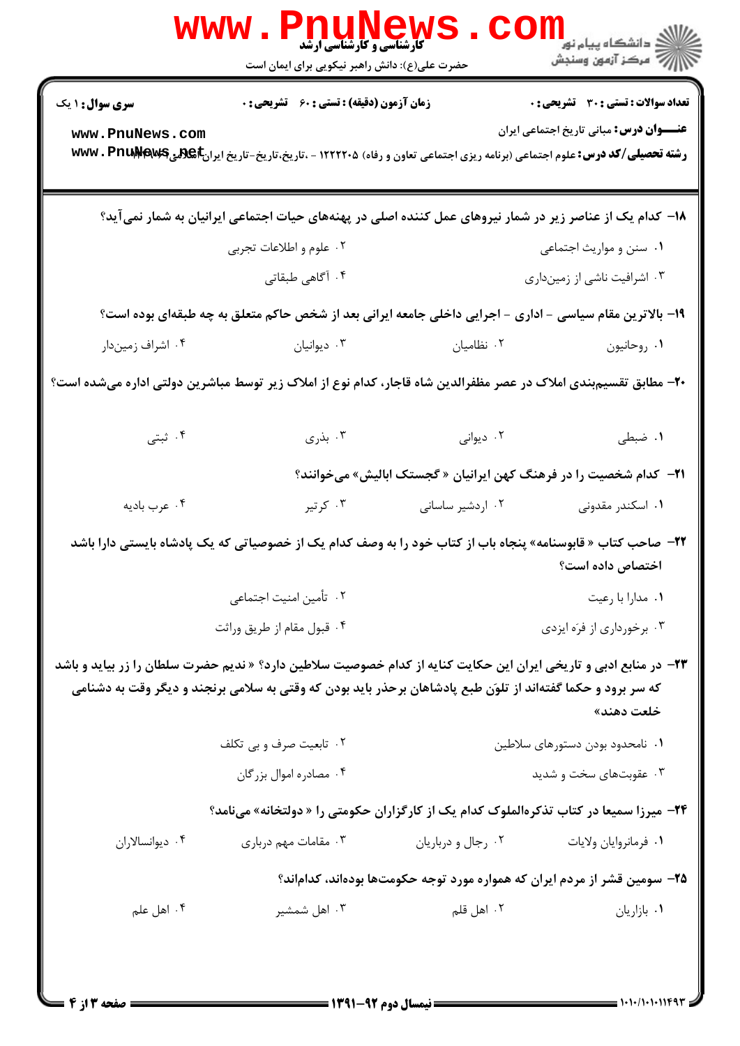**تعداد سوالات : تستی : ۳۰ تشریحی : ۰** | **زمان آزمون (دقیقه) : تستی : ۶۰ تشریحی : ۰** | **سری سوال : ۱ یک**

**عنـــوان درس:** مبانی تاریخ اجتماعی ایران

**رشته تحصیلی/کد درس:** علوم اجتماعی (برنامه ریزی اجتماعی تعاون و رفاه) ۱۲۲۲۲۰۵ - ،تاریخ،تاریخ-تاریخ ایران اسلامی

**۱۸- کدام یک از عناصر زیر در شمار نیروهای عمل کننده اصلی در پهنه‌های حیات اجتماعی ایرانیان به شمار نمی‌آید؟**

۱. سنن و مواریث اجتماعی
۲. علوم و اطلاعات تجربی
۳. اشرافیت ناشی از زمین‌داری
۴. آگاهی طبقاتی

**۱۹- بالاترین مقام سیاسی - اداری - اجرایی داخلی جامعه ایرانی بعد از شخص حاکم متعلق به چه طبقه‌ای بوده است؟**

۱. روحانیون
۲. نظامیان
۳. دیوانیان
۴. اشراف زمین‌دار

**۲۰- مطابق تقسیم‌بندی املاک در عصر مظفرالدین شاه قاجار، کدام نوع از املاک زیر توسط مباشرین دولتی اداره می‌شده است؟**

۱. ضبطی
۲. دیوانی
۳. بذری
۴. ثبتی

**۲۱- کدام شخصیت را در فرهنگ کهن ایرانیان « گجستک ابالیش» می‌خوانند؟**

۱. اسکندر مقدونی
۲. اردشیر ساسانی
۳. کرتیر
۴. عرب بادیه

**۲۲- صاحب کتاب « قابوسنامه» پنجاه باب از کتاب خود را به وصف کدام یک از خصوصیاتی که یک پادشاه بایستی دارا باشد اختصاص داده است؟**

۱. مدارا با رعیت
۲. تأمین امنیت اجتماعی
۳. برخورداری از فرّه ایزدی
۴. قبول مقام از طریق وراثت

**۲۳- در منابع ادبی و تاریخی ایران این حکایت کنایه از کدام خصوصیت سلاطین دارد؟ « ندیم حضرت سلطان را از زر بیاید و باشد که سر برود و حکما گفته‌اند از تلوّن طبع پادشاهان برحذر باید بودن که وقتی به سلامی برنجند و دیگر وقت به دشنامی خلعت دهند»**

۱. نامحدود بودن دستورهای سلاطین
۲. تابعیت صرف و بی تکلف
۳. عقوبت‌های سخت و شدید
۴. مصادره اموال بزرگان

**۲۴- میرزا سمیعا در کتاب تذکره‌الملوک کدام یک از کارگزاران حکومتی را « دولتخانه» می‌نامد؟**

۱. فرمانروایان ولایات
۲. رجال و درباریان
۳. مقامات مهم درباری
۴. دیوانسالاران

**۲۵- سومین قشر از مردم ایران که همواره مورد توجه حکومت‌ها بوده‌اند، کدام‌اند؟**

۱. بازاریان
۲. اهل قلم
۳. اهل شمشیر
۴. اهل علم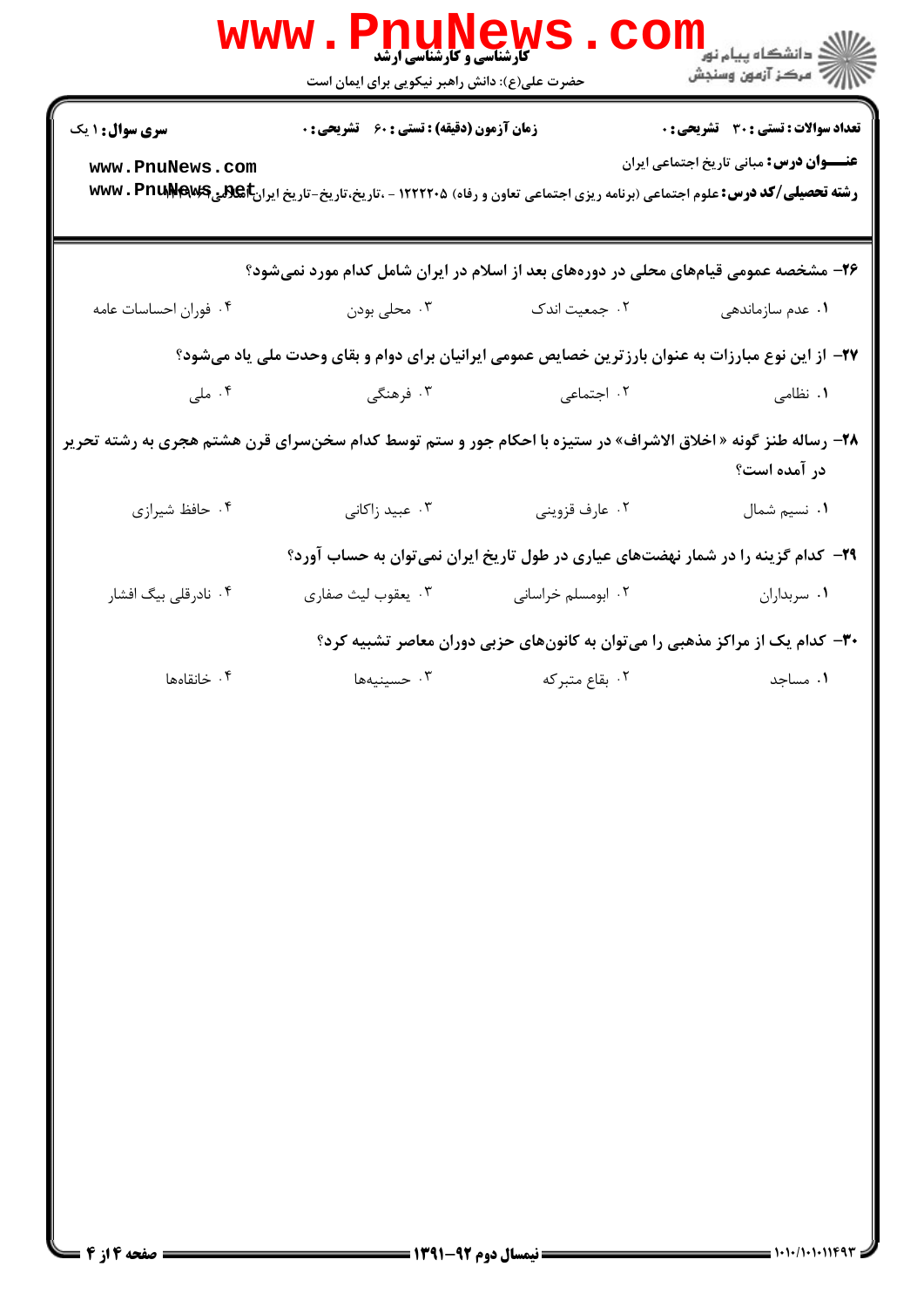۲۶- مشخصه عمومی قیام‌های محلی در دوره‌های بعد از اسلام در ایران شامل کدام مورد نمی‌شود؟

۱. عدم سازماندهی
۲. جمعیت اندک
۳. محلی بودن
۴. فوران احساسات عامه

۲۷- از این نوع مبارزات به عنوان بارزترین خصایص عمومی ایرانیان برای دوام و بقای وحدت ملی یاد می‌شود؟

۱. نظامی
۲. اجتماعی
۳. فرهنگی
۴. ملی

۲۸- رساله طنز گونه «اخلاق الاشراف» در ستیزه با احکام جور و ستم توسط کدام سخن‌سرای قرن هشتم هجری به رشته تحریر در آمده است؟

۱. نسیم شمال
۲. عارف قزوینی
۳. عبید زاکانی
۴. حافظ شیرازی

۲۹- کدام گزینه را در شمار نهضت‌های عیاری در طول تاریخ ایران نمی‌توان به حساب آورد؟

۱. سربداران
۲. ابومسلم خراسانی
۳. یعقوب لیث صفاری
۴. نادرقلی بیگ افشار

۳۰- کدام یک از مراکز مذهبی را می‌توان به کانون‌های حزبی دوران معاصر تشبیه کرد؟

۱. مساجد
۲. بقاع متبرکه
۳. حسینیه‌ها
۴. خانقاه‌ها